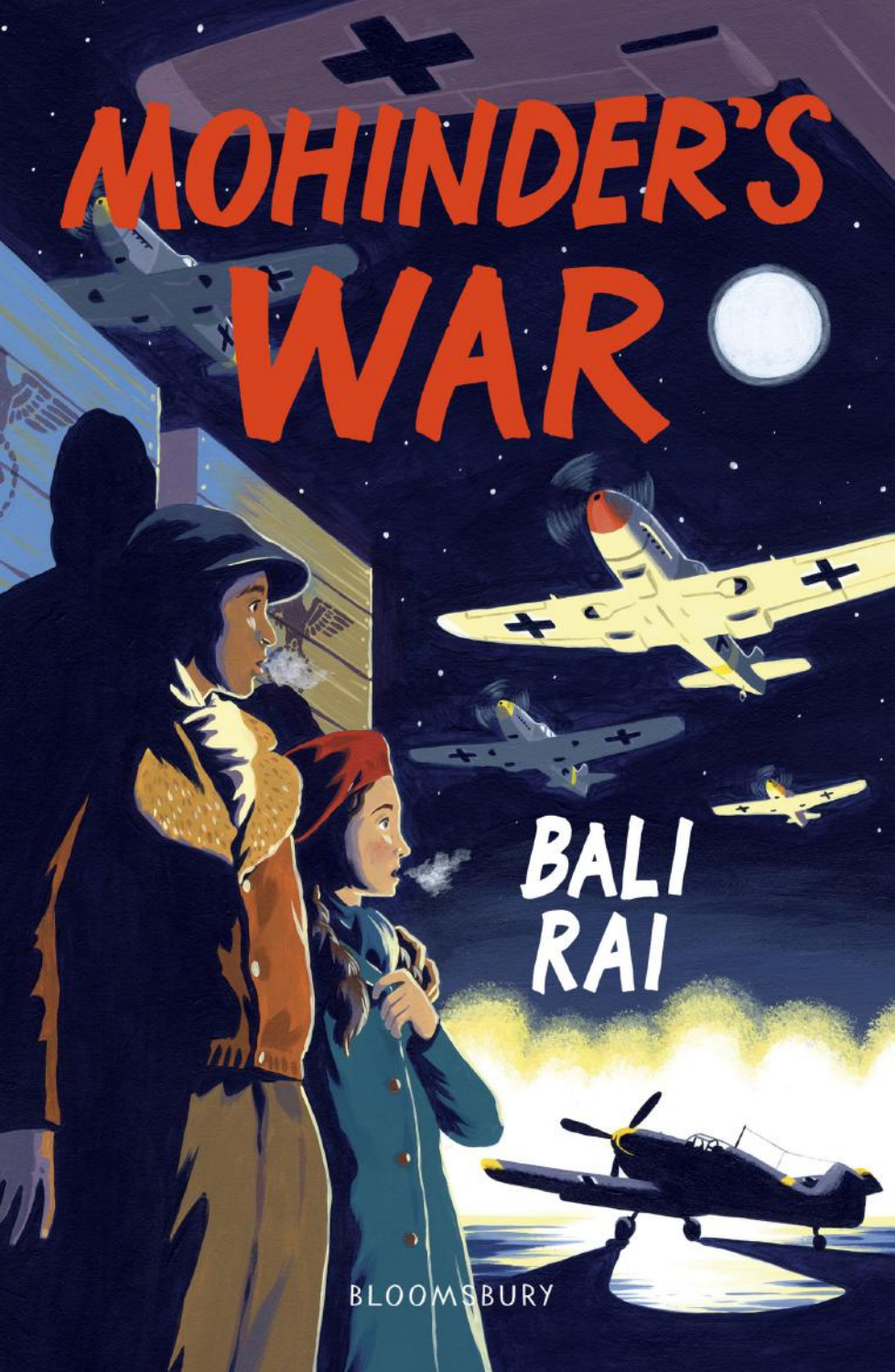# MOHINDER'S WAR

BALI RAI

BLOOMSBURY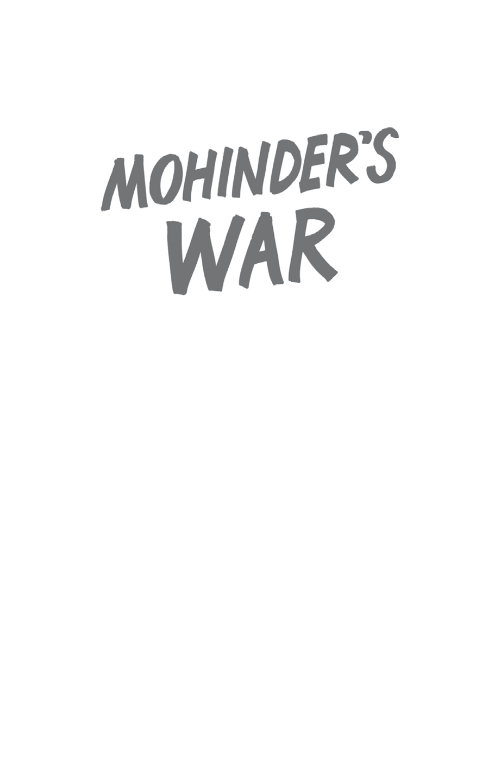# MOHINDER'S WAR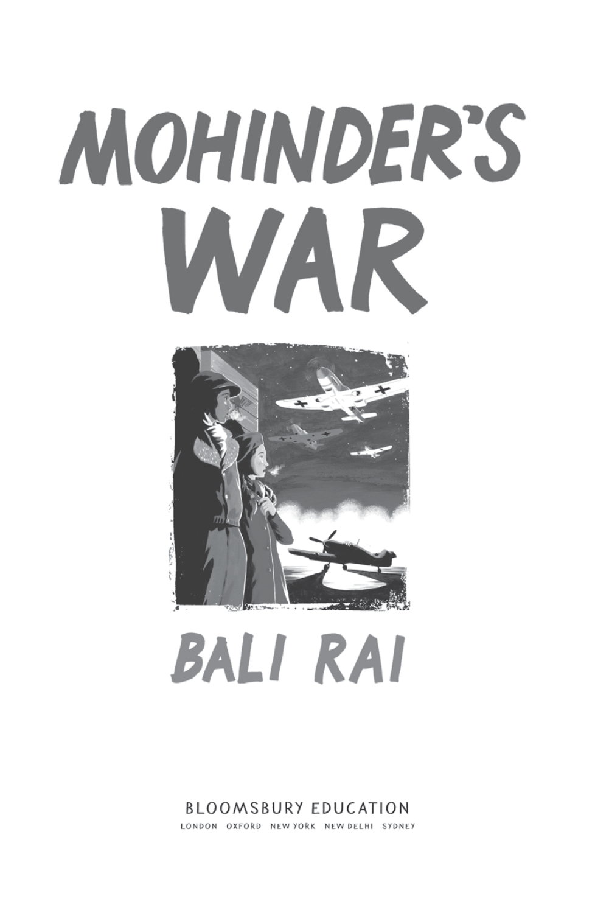# MOHINDER'S WAR

## BALI RAI

BLOOMSBURY EDUCATION

LONDON OXFORD NEW YORK NEW DELHI SYDNEY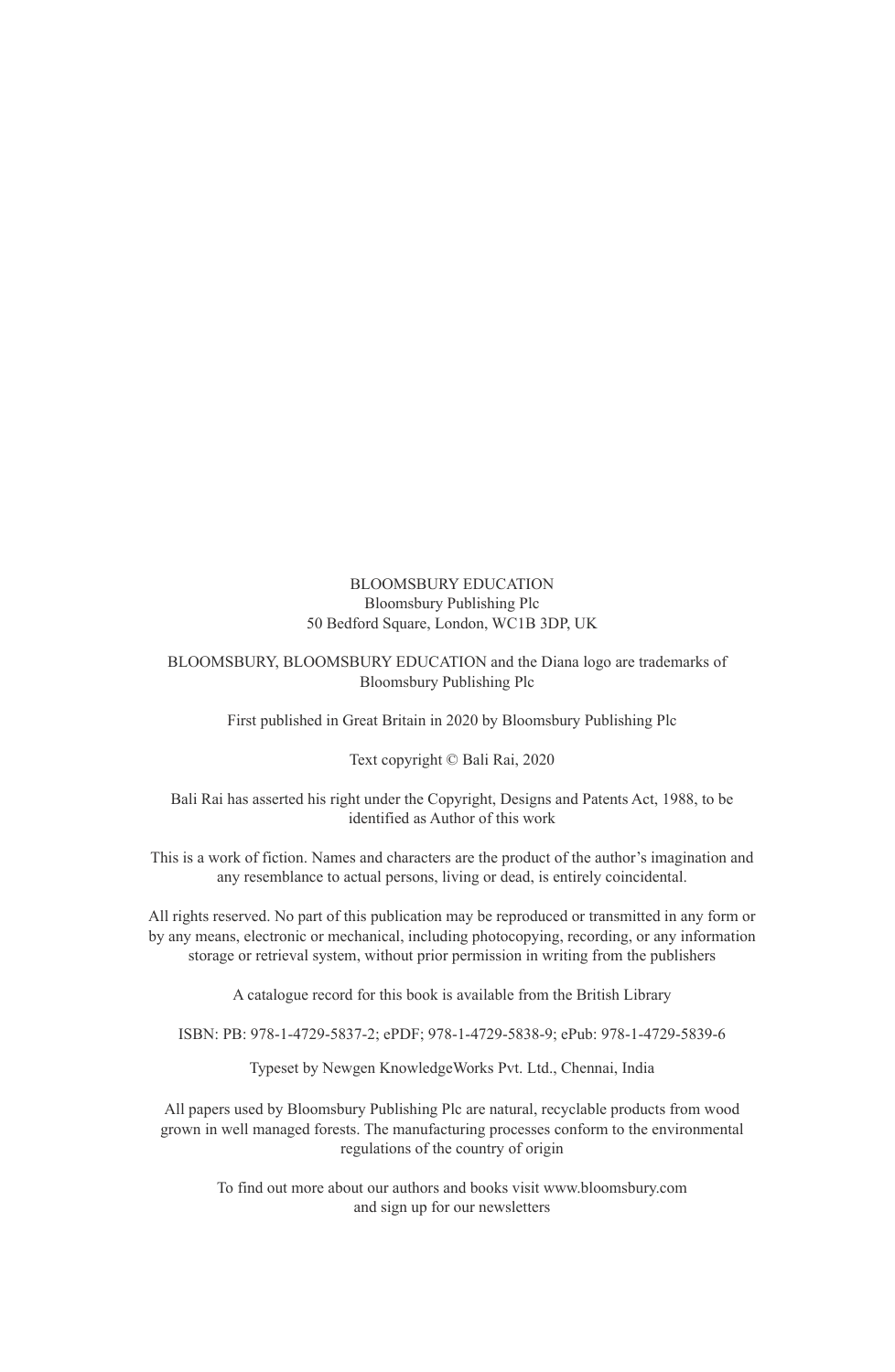BLOOMSBURY EDUCATION
Bloomsbury Publishing Plc
50 Bedford Square, London, WC1B 3DP, UK

BLOOMSBURY, BLOOMSBURY EDUCATION and the Diana logo are trademarks of Bloomsbury Publishing Plc

First published in Great Britain in 2020 by Bloomsbury Publishing Plc

Text copyright © Bali Rai, 2020

Bali Rai has asserted his right under the Copyright, Designs and Patents Act, 1988, to be identified as Author of this work

This is a work of fiction. Names and characters are the product of the author's imagination and any resemblance to actual persons, living or dead, is entirely coincidental.

All rights reserved. No part of this publication may be reproduced or transmitted in any form or by any means, electronic or mechanical, including photocopying, recording, or any information storage or retrieval system, without prior permission in writing from the publishers

A catalogue record for this book is available from the British Library

ISBN: PB: 978-1-4729-5837-2; ePDF; 978-1-4729-5838-9; ePub: 978-1-4729-5839-6

Typeset by Newgen KnowledgeWorks Pvt. Ltd., Chennai, India

All papers used by Bloomsbury Publishing Plc are natural, recyclable products from wood grown in well managed forests. The manufacturing processes conform to the environmental regulations of the country of origin

To find out more about our authors and books visit www.bloomsbury.com and sign up for our newsletters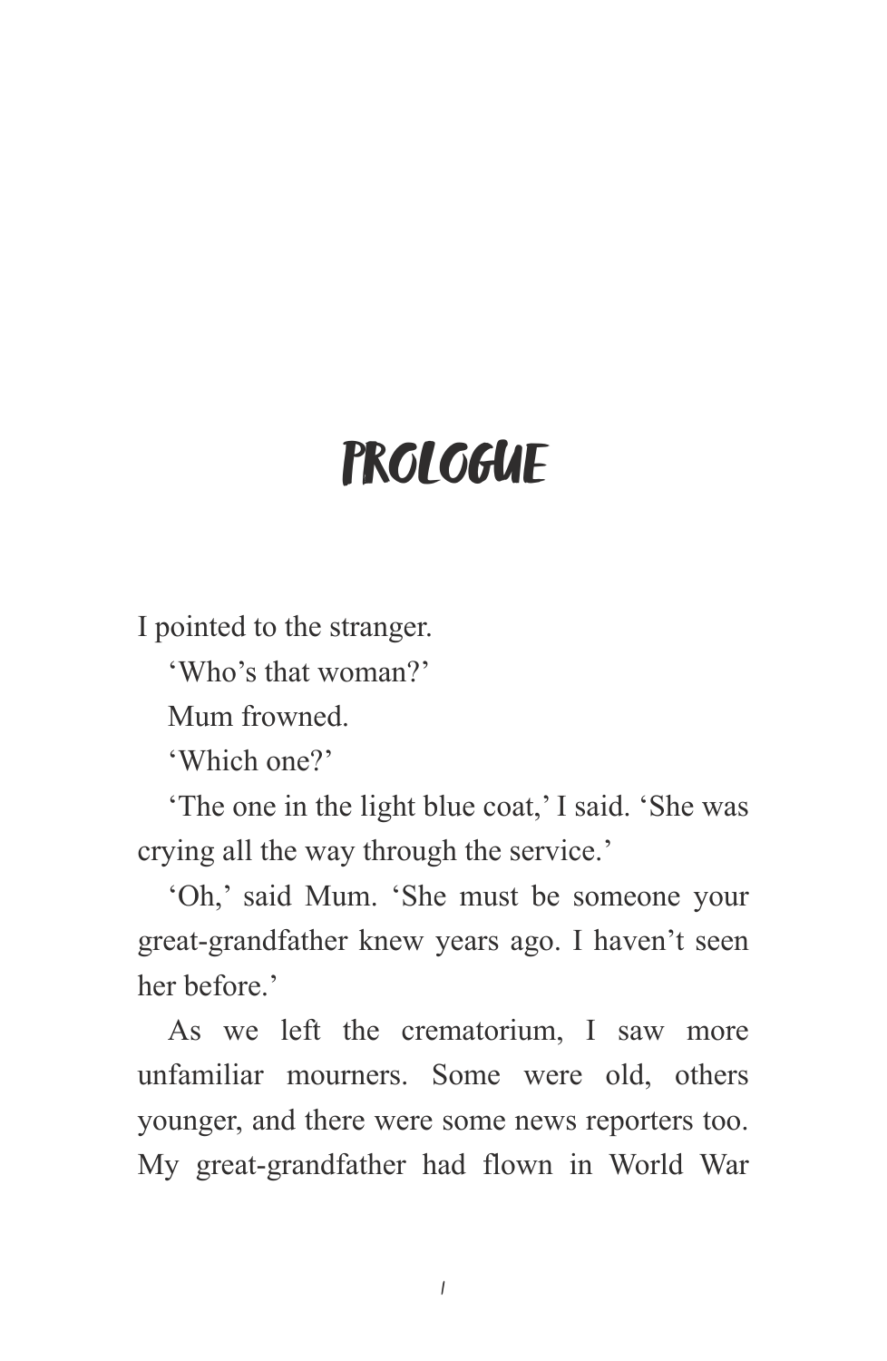# PROLOGUE

I pointed to the stranger.

'Who's that woman?'

Mum frowned.

'Which one?'

'The one in the light blue coat,' I said. 'She was crying all the way through the service.'

'Oh,' said Mum. 'She must be someone your great-grandfather knew years ago. I haven't seen her before.'

As we left the crematorium, I saw more unfamiliar mourners. Some were old, others younger, and there were some news reporters too. My great-grandfather had flown in World War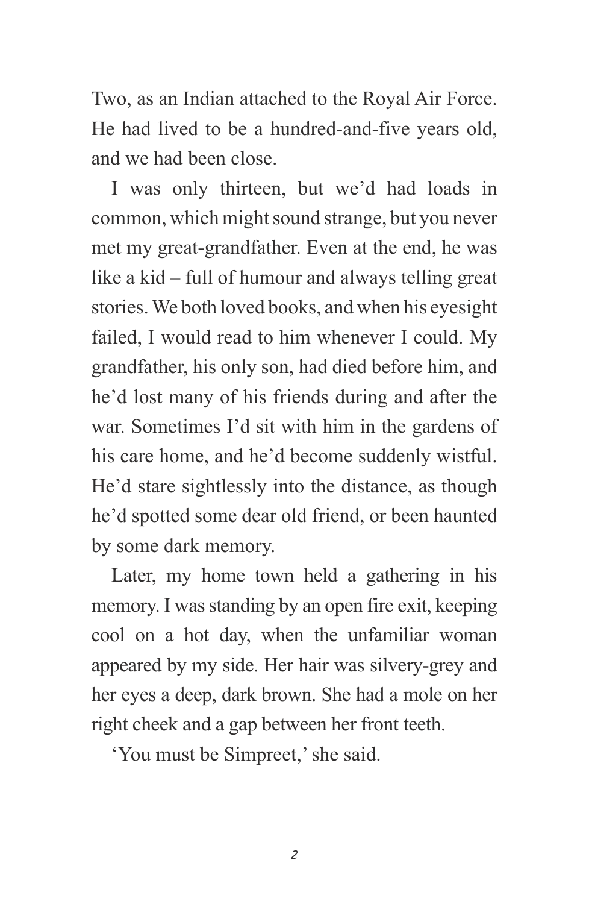Two, as an Indian attached to the Royal Air Force. He had lived to be a hundred-and-five years old, and we had been close.

I was only thirteen, but we'd had loads in common, which might sound strange, but you never met my great-grandfather. Even at the end, he was like a kid – full of humour and always telling great stories. We both loved books, and when his eyesight failed, I would read to him whenever I could. My grandfather, his only son, had died before him, and he'd lost many of his friends during and after the war. Sometimes I'd sit with him in the gardens of his care home, and he'd become suddenly wistful. He'd stare sightlessly into the distance, as though he'd spotted some dear old friend, or been haunted by some dark memory.

Later, my home town held a gathering in his memory. I was standing by an open fire exit, keeping cool on a hot day, when the unfamiliar woman appeared by my side. Her hair was silvery-grey and her eyes a deep, dark brown. She had a mole on her right cheek and a gap between her front teeth.

'You must be Simpreet,' she said.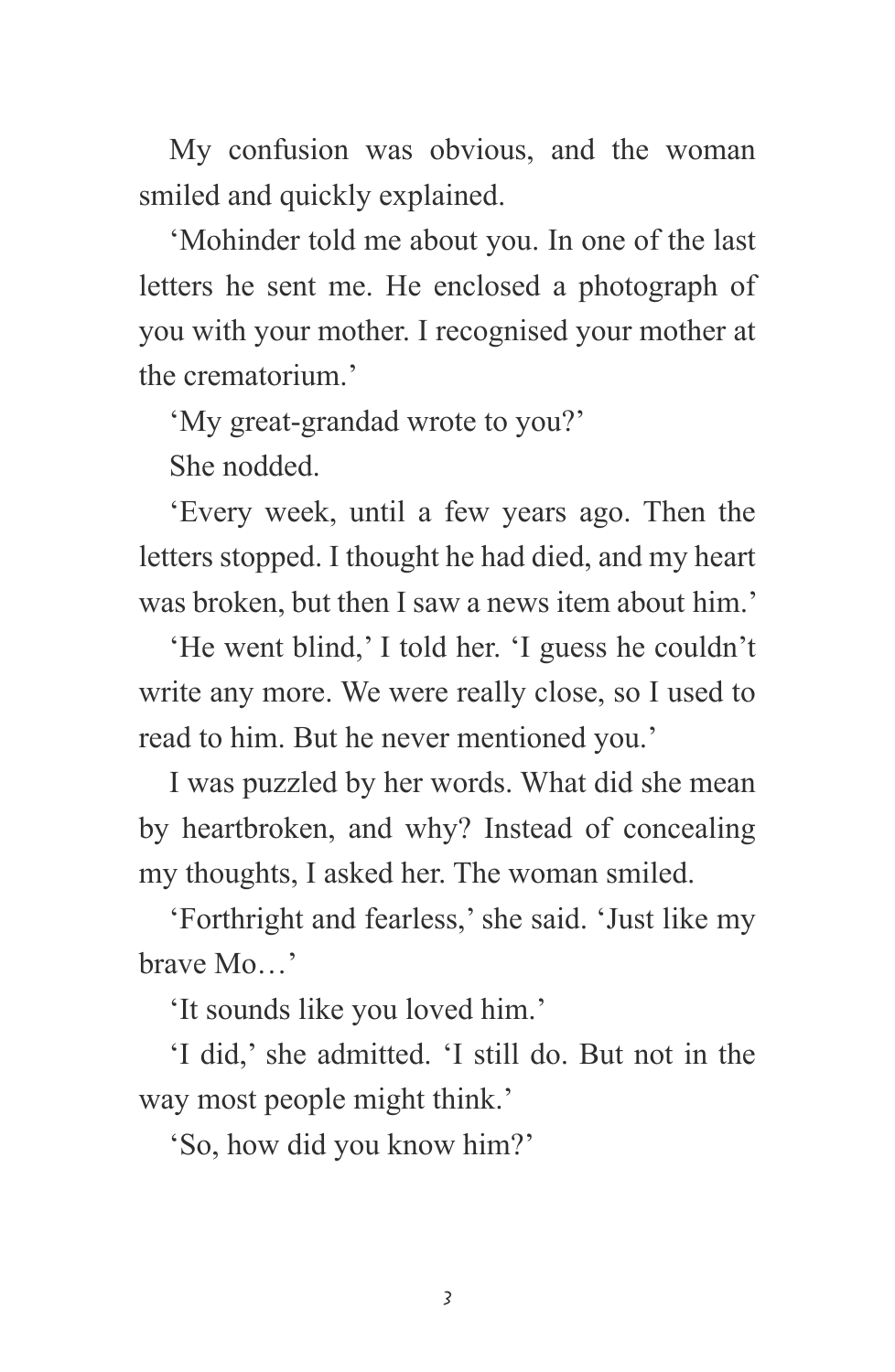My confusion was obvious, and the woman smiled and quickly explained.

‘Mohinder told me about you. In one of the last letters he sent me. He enclosed a photograph of you with your mother. I recognised your mother at the crematorium.’

‘My great-grandad wrote to you?’

She nodded.

‘Every week, until a few years ago. Then the letters stopped. I thought he had died, and my heart was broken, but then I saw a news item about him.’

‘He went blind,’ I told her. ‘I guess he couldn’t write any more. We were really close, so I used to read to him. But he never mentioned you.’

I was puzzled by her words. What did she mean by heartbroken, and why? Instead of concealing my thoughts, I asked her. The woman smiled.

‘Forthright and fearless,’ she said. ‘Just like my brave Mo…’

‘It sounds like you loved him.’

‘I did,’ she admitted. ‘I still do. But not in the way most people might think.’

‘So, how did you know him?’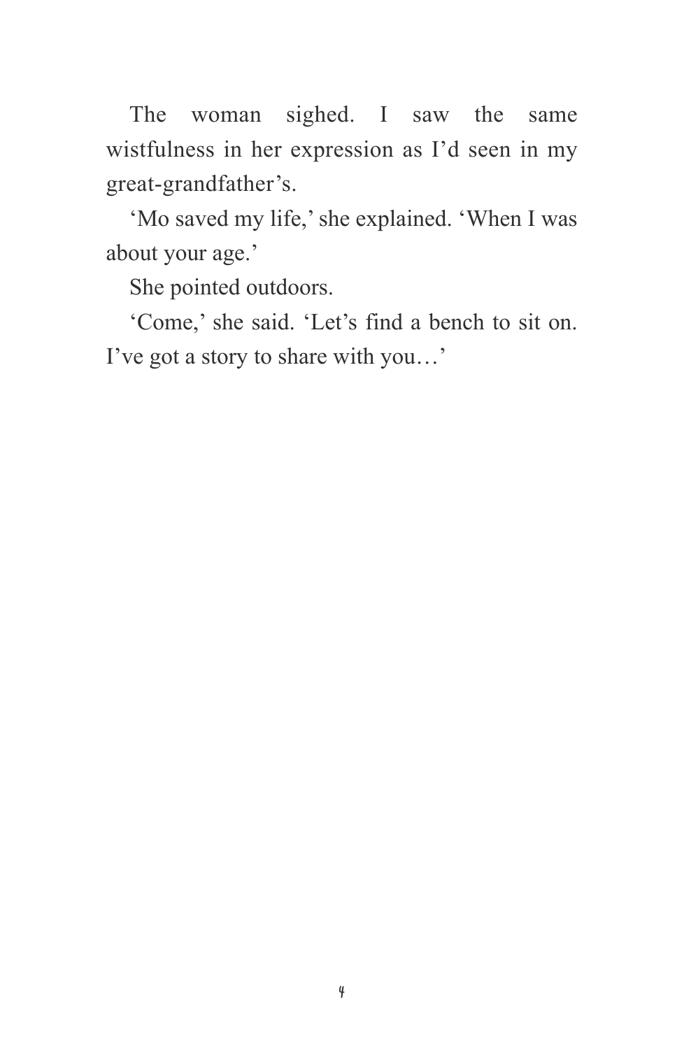The woman sighed. I saw the same wistfulness in her expression as I'd seen in my great-grandfather's.

'Mo saved my life,' she explained. 'When I was about your age.'

She pointed outdoors.

'Come,' she said. 'Let's find a bench to sit on. I've got a story to share with you…'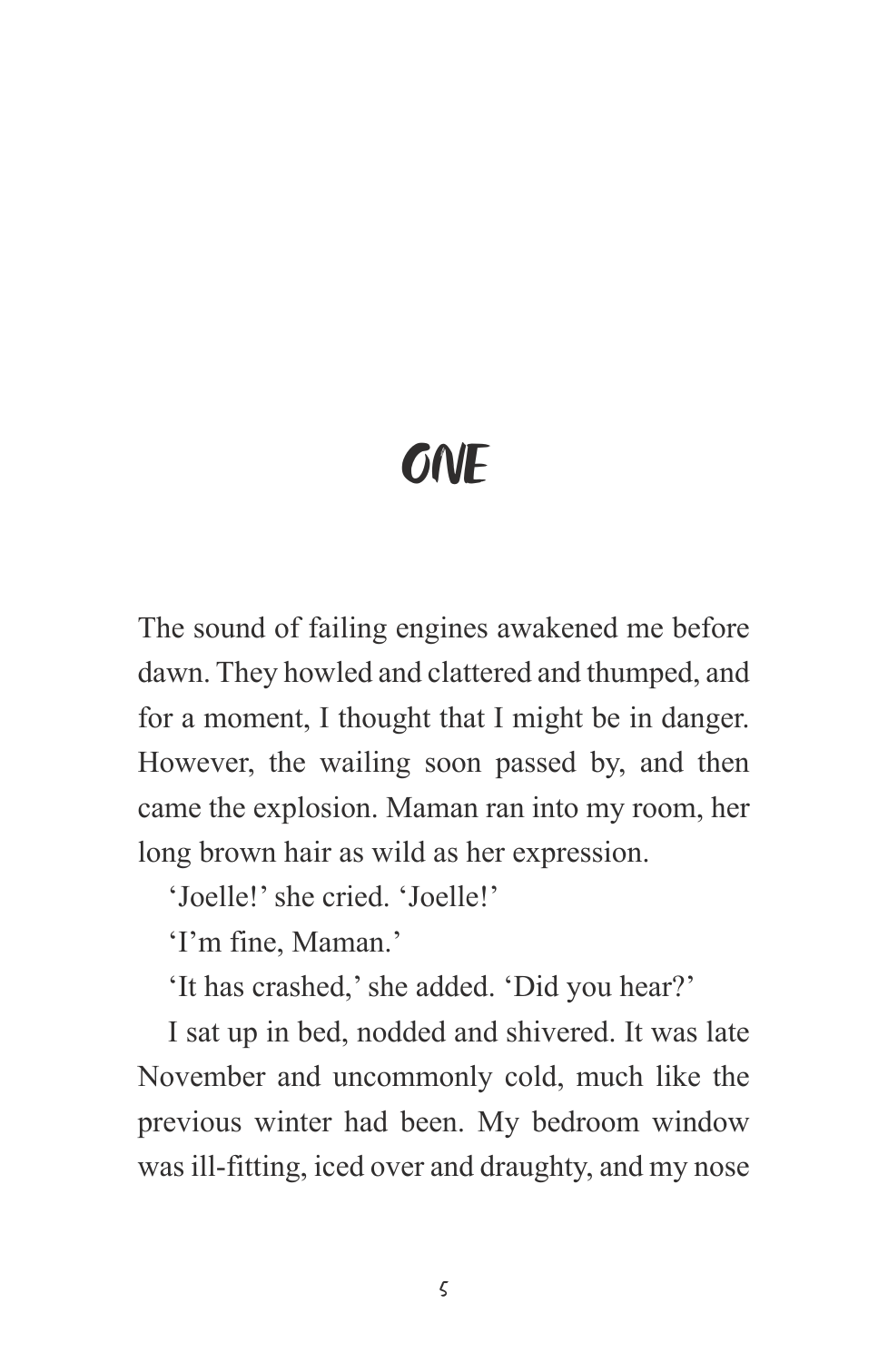# ONE

The sound of failing engines awakened me before dawn. They howled and clattered and thumped, and for a moment, I thought that I might be in danger. However, the wailing soon passed by, and then came the explosion. Maman ran into my room, her long brown hair as wild as her expression.

'Joelle!' she cried. 'Joelle!'

'I'm fine, Maman.'

'It has crashed,' she added. 'Did you hear?'

I sat up in bed, nodded and shivered. It was late November and uncommonly cold, much like the previous winter had been. My bedroom window was ill-fitting, iced over and draughty, and my nose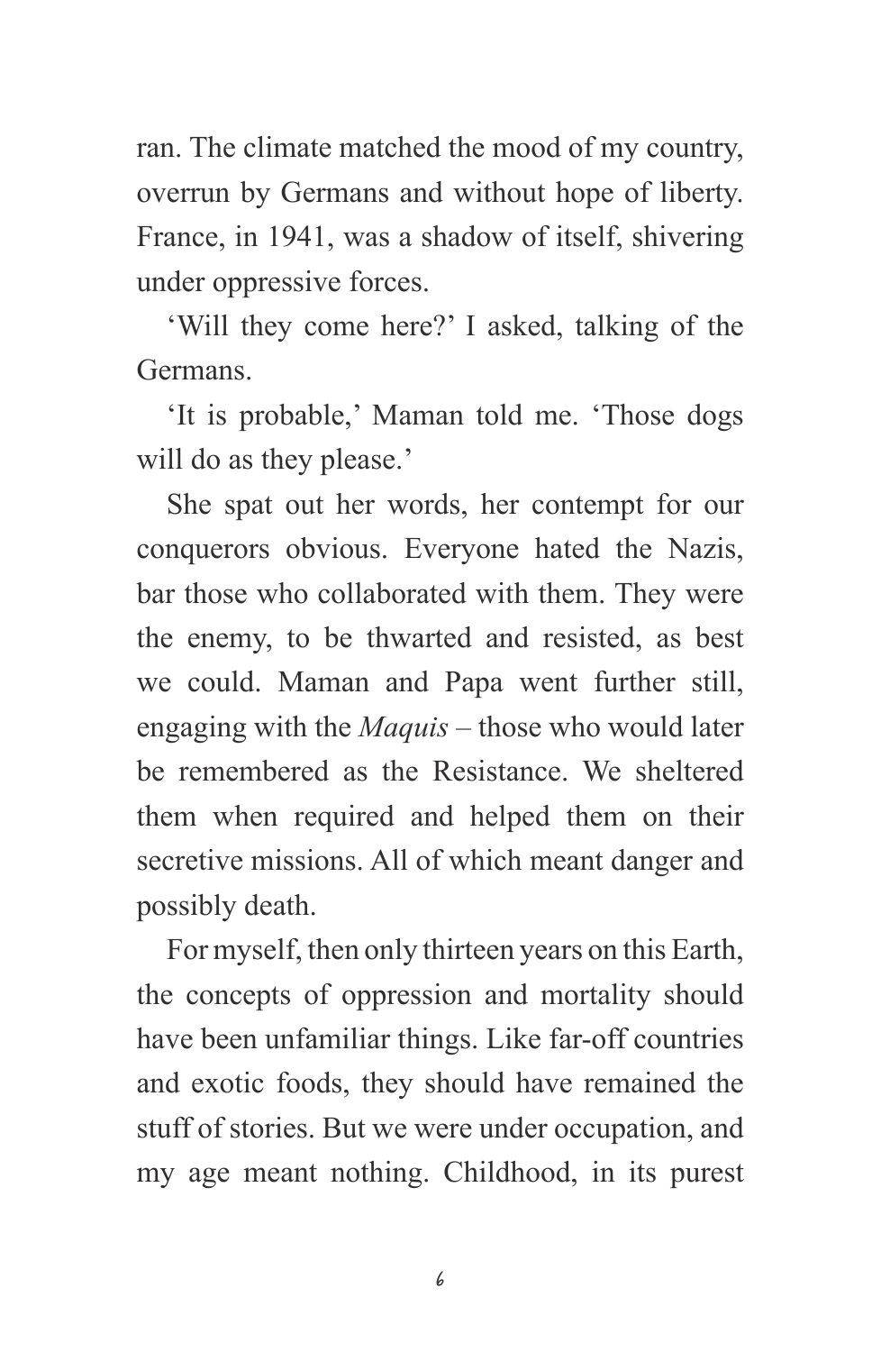ran. The climate matched the mood of my country, overrun by Germans and without hope of liberty. France, in 1941, was a shadow of itself, shivering under oppressive forces.

'Will they come here?' I asked, talking of the Germans.

'It is probable,' Maman told me. 'Those dogs will do as they please.'

She spat out her words, her contempt for our conquerors obvious. Everyone hated the Nazis, bar those who collaborated with them. They were the enemy, to be thwarted and resisted, as best we could. Maman and Papa went further still, engaging with the *Maquis* – those who would later be remembered as the Resistance. We sheltered them when required and helped them on their secretive missions. All of which meant danger and possibly death.

For myself, then only thirteen years on this Earth, the concepts of oppression and mortality should have been unfamiliar things. Like far-off countries and exotic foods, they should have remained the stuff of stories. But we were under occupation, and my age meant nothing. Childhood, in its purest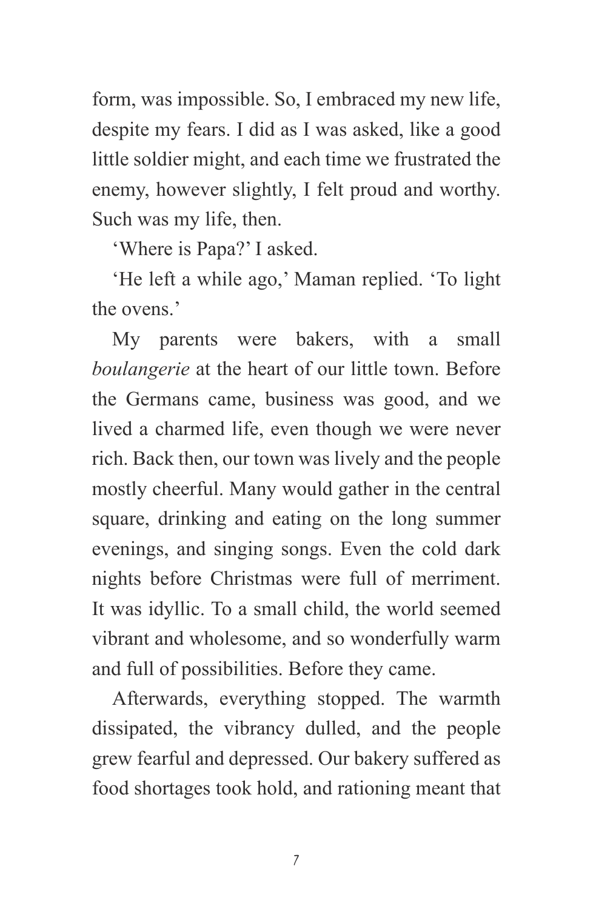form, was impossible. So, I embraced my new life, despite my fears. I did as I was asked, like a good little soldier might, and each time we frustrated the enemy, however slightly, I felt proud and worthy. Such was my life, then.

'Where is Papa?' I asked.

'He left a while ago,' Maman replied. 'To light the ovens.'

My parents were bakers, with a small *boulangerie* at the heart of our little town. Before the Germans came, business was good, and we lived a charmed life, even though we were never rich. Back then, our town was lively and the people mostly cheerful. Many would gather in the central square, drinking and eating on the long summer evenings, and singing songs. Even the cold dark nights before Christmas were full of merriment. It was idyllic. To a small child, the world seemed vibrant and wholesome, and so wonderfully warm and full of possibilities. Before they came.

Afterwards, everything stopped. The warmth dissipated, the vibrancy dulled, and the people grew fearful and depressed. Our bakery suffered as food shortages took hold, and rationing meant that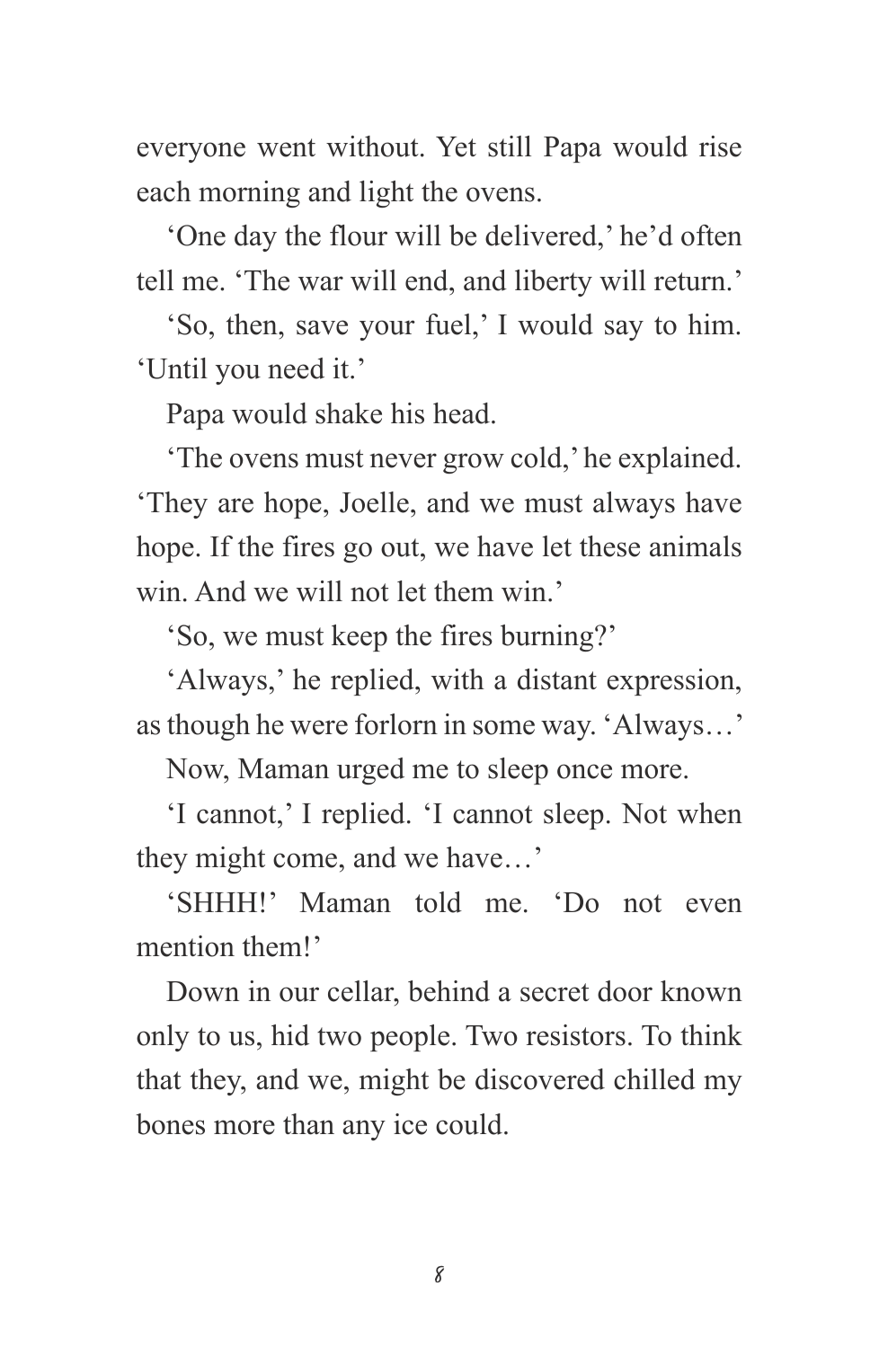everyone went without. Yet still Papa would rise each morning and light the ovens.

'One day the flour will be delivered,' he'd often tell me. 'The war will end, and liberty will return.'

'So, then, save your fuel,' I would say to him. 'Until you need it.'

Papa would shake his head.

'The ovens must never grow cold,' he explained. 'They are hope, Joelle, and we must always have hope. If the fires go out, we have let these animals win. And we will not let them win.'

'So, we must keep the fires burning?'

'Always,' he replied, with a distant expression, as though he were forlorn in some way. 'Always…'

Now, Maman urged me to sleep once more.

'I cannot,' I replied. 'I cannot sleep. Not when they might come, and we have…'

'SHHH!' Maman told me. 'Do not even mention them!'

Down in our cellar, behind a secret door known only to us, hid two people. Two resistors. To think that they, and we, might be discovered chilled my bones more than any ice could.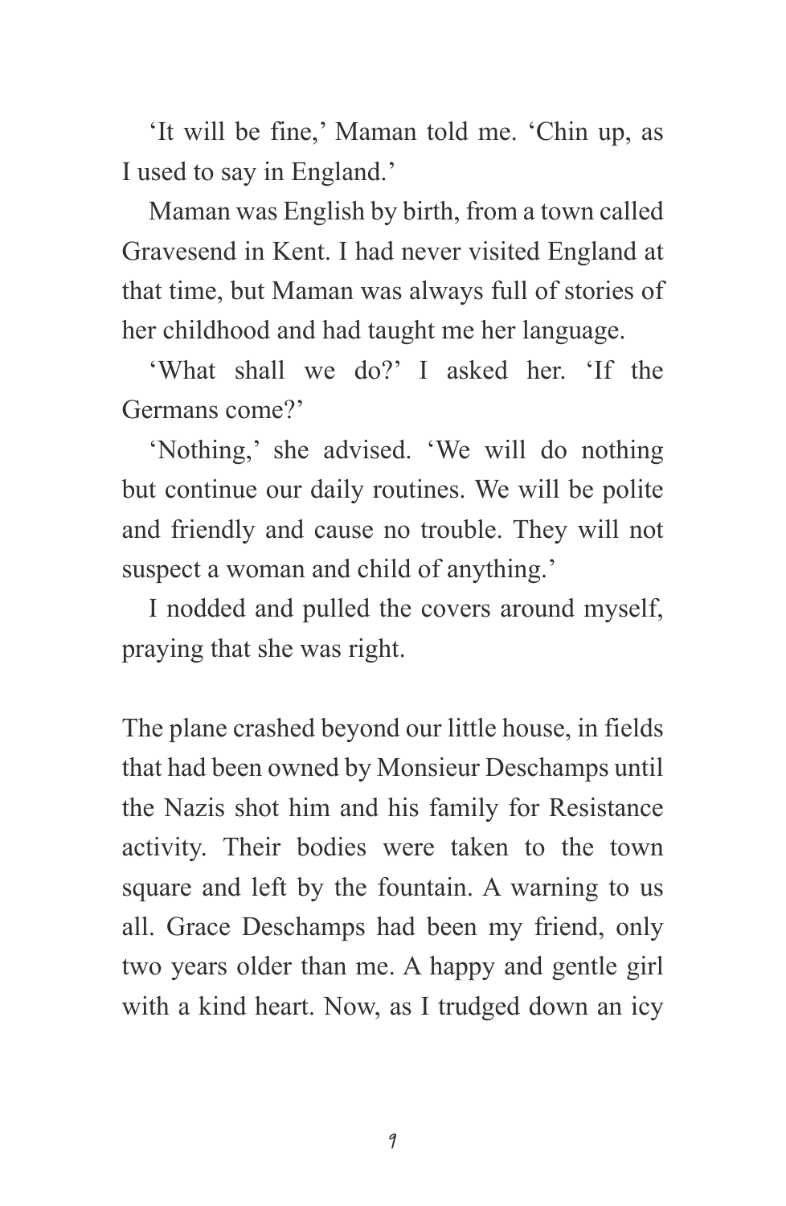'It will be fine,' Maman told me. 'Chin up, as I used to say in England.'

Maman was English by birth, from a town called Gravesend in Kent. I had never visited England at that time, but Maman was always full of stories of her childhood and had taught me her language.

'What shall we do?' I asked her. 'If the Germans come?'

'Nothing,' she advised. 'We will do nothing but continue our daily routines. We will be polite and friendly and cause no trouble. They will not suspect a woman and child of anything.'

I nodded and pulled the covers around myself, praying that she was right.

The plane crashed beyond our little house, in fields that had been owned by Monsieur Deschamps until the Nazis shot him and his family for Resistance activity. Their bodies were taken to the town square and left by the fountain. A warning to us all. Grace Deschamps had been my friend, only two years older than me. A happy and gentle girl with a kind heart. Now, as I trudged down an icy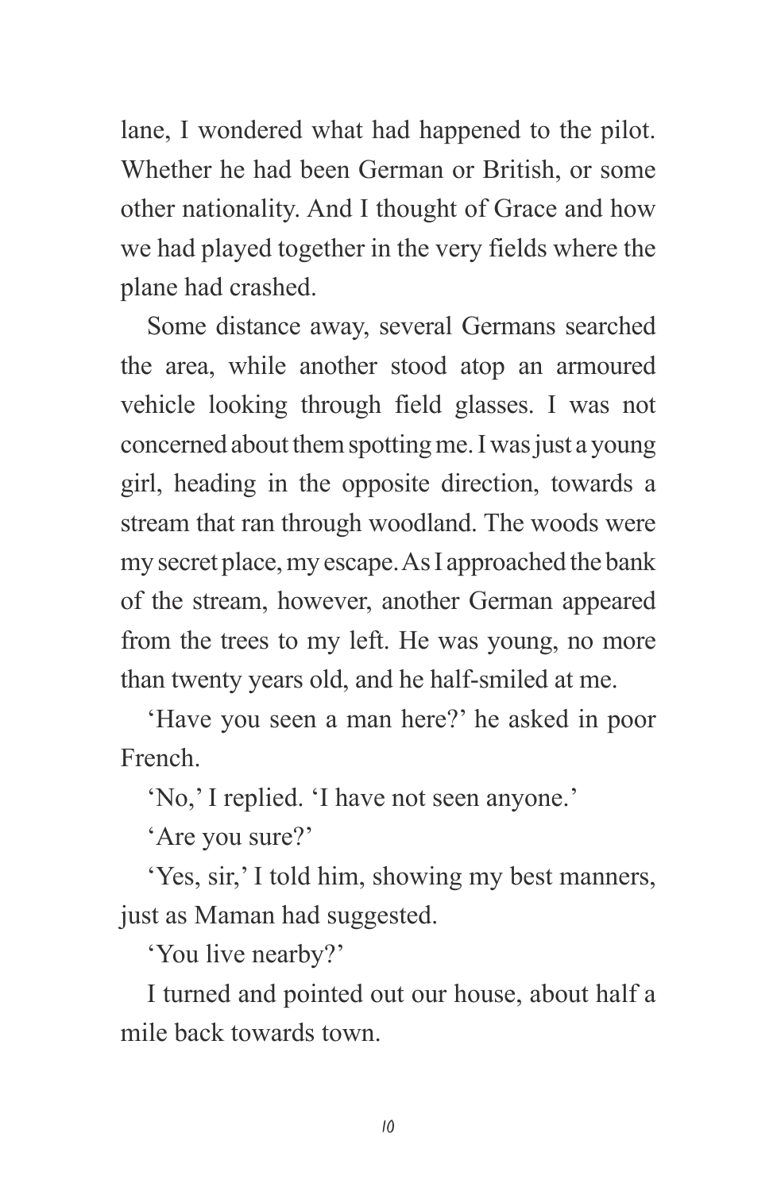lane, I wondered what had happened to the pilot. Whether he had been German or British, or some other nationality. And I thought of Grace and how we had played together in the very fields where the plane had crashed.

Some distance away, several Germans searched the area, while another stood atop an armoured vehicle looking through field glasses. I was not concerned about them spotting me. I was just a young girl, heading in the opposite direction, towards a stream that ran through woodland. The woods were my secret place, my escape. As I approached the bank of the stream, however, another German appeared from the trees to my left. He was young, no more than twenty years old, and he half-smiled at me.

'Have you seen a man here?' he asked in poor French.

'No,' I replied. 'I have not seen anyone.'

'Are you sure?'

'Yes, sir,' I told him, showing my best manners, just as Maman had suggested.

'You live nearby?'

I turned and pointed out our house, about half a mile back towards town.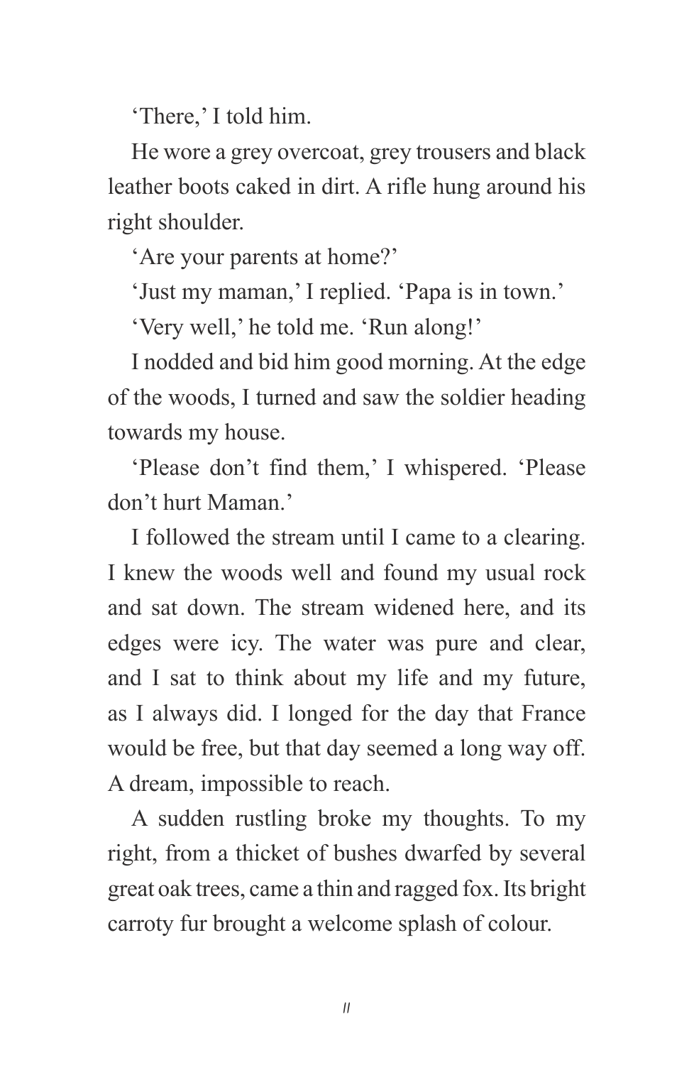'There,' I told him.

He wore a grey overcoat, grey trousers and black leather boots caked in dirt. A rifle hung around his right shoulder.

'Are your parents at home?'

'Just my maman,' I replied. 'Papa is in town.'

'Very well,' he told me. 'Run along!'

I nodded and bid him good morning. At the edge of the woods, I turned and saw the soldier heading towards my house.

'Please don't find them,' I whispered. 'Please don't hurt Maman.'

I followed the stream until I came to a clearing. I knew the woods well and found my usual rock and sat down. The stream widened here, and its edges were icy. The water was pure and clear, and I sat to think about my life and my future, as I always did. I longed for the day that France would be free, but that day seemed a long way off. A dream, impossible to reach.

A sudden rustling broke my thoughts. To my right, from a thicket of bushes dwarfed by several great oak trees, came a thin and ragged fox. Its bright carroty fur brought a welcome splash of colour.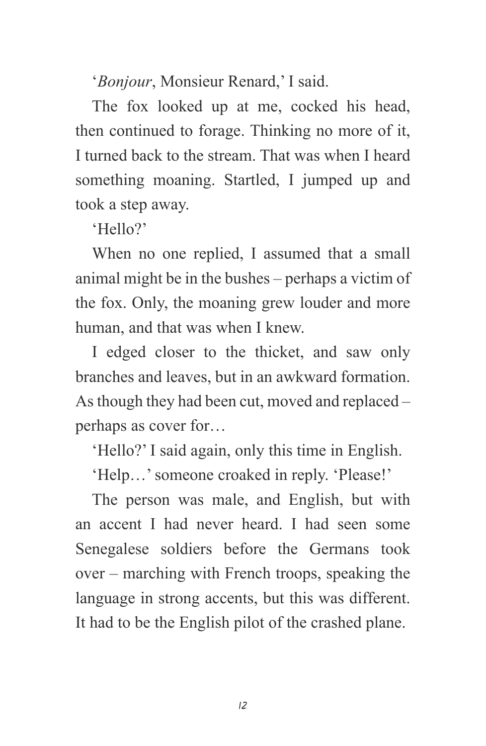'*Bonjour*, Monsieur Renard,' I said.

The fox looked up at me, cocked his head, then continued to forage. Thinking no more of it, I turned back to the stream. That was when I heard something moaning. Startled, I jumped up and took a step away.

'Hello?'

When no one replied, I assumed that a small animal might be in the bushes – perhaps a victim of the fox. Only, the moaning grew louder and more human, and that was when I knew.

I edged closer to the thicket, and saw only branches and leaves, but in an awkward formation. As though they had been cut, moved and replaced – perhaps as cover for…

'Hello?' I said again, only this time in English.

'Help…' someone croaked in reply. 'Please!'

The person was male, and English, but with an accent I had never heard. I had seen some Senegalese soldiers before the Germans took over – marching with French troops, speaking the language in strong accents, but this was different. It had to be the English pilot of the crashed plane.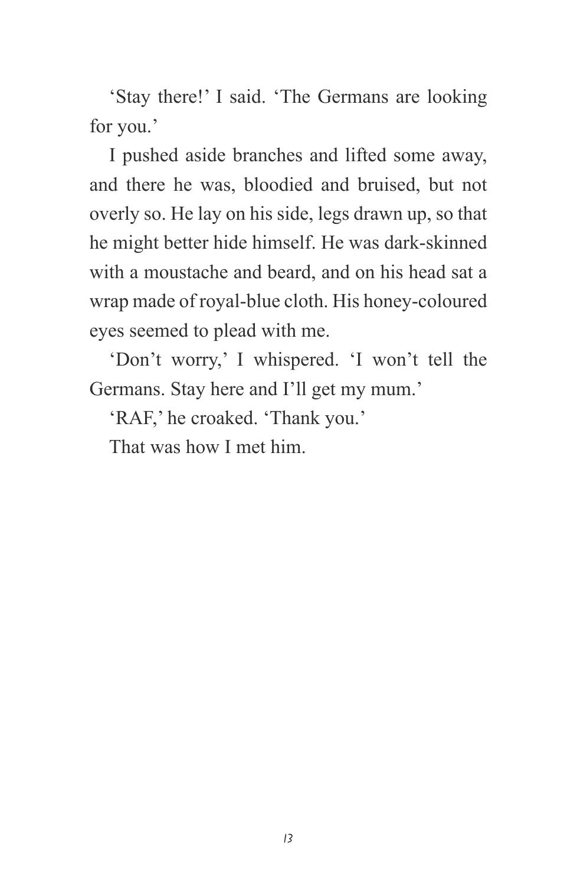'Stay there!' I said. 'The Germans are looking for you.'

I pushed aside branches and lifted some away, and there he was, bloodied and bruised, but not overly so. He lay on his side, legs drawn up, so that he might better hide himself. He was dark-skinned with a moustache and beard, and on his head sat a wrap made of royal-blue cloth. His honey-coloured eyes seemed to plead with me.

'Don't worry,' I whispered. 'I won't tell the Germans. Stay here and I'll get my mum.'

'RAF,' he croaked. 'Thank you.'

That was how I met him.